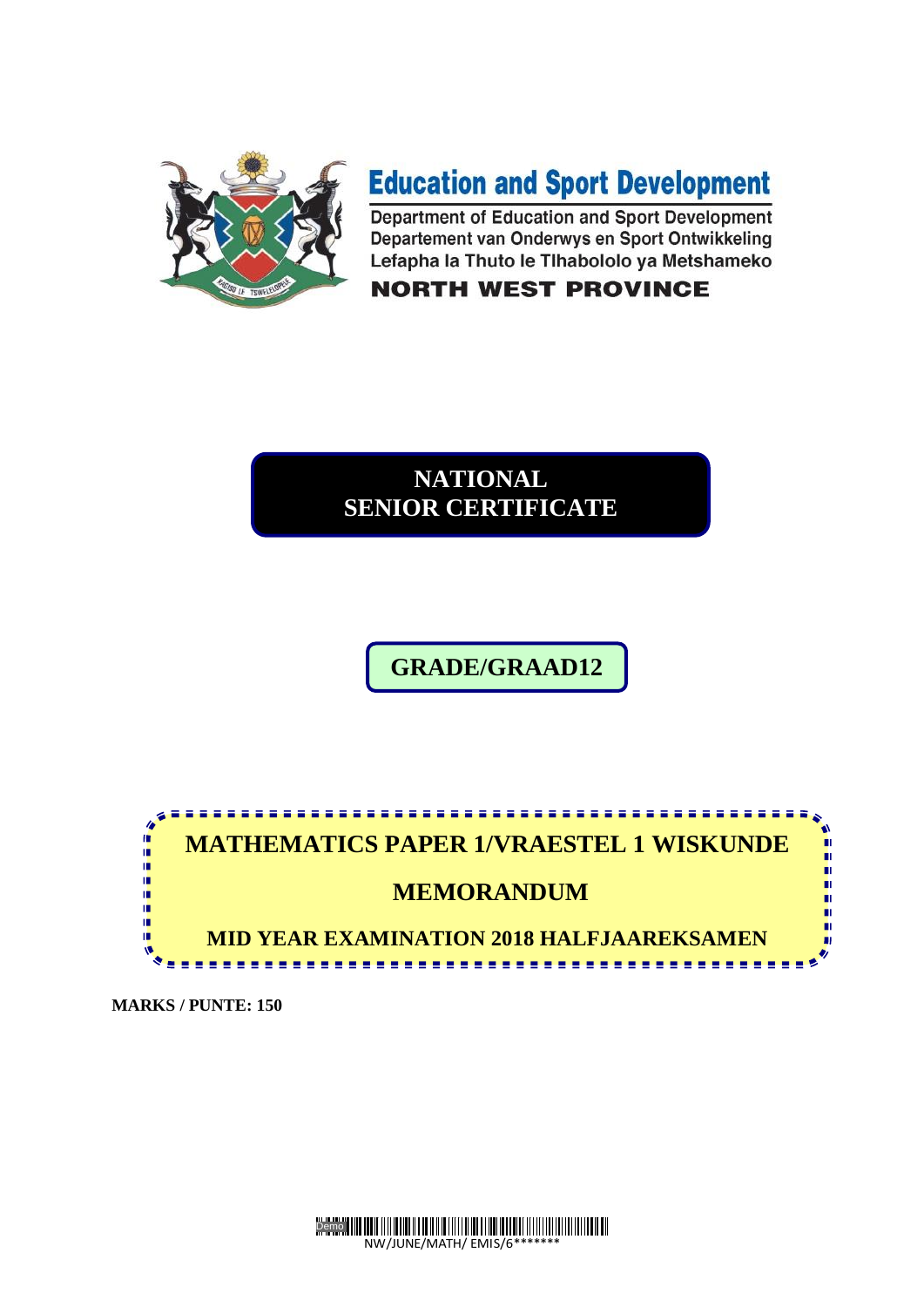# Education and Sport Development

Department of Education and Sport Development
Departement van Onderwys en Sport Ontwikkeling
Lefapha la Thuto le Tlhabololo ya Metshameko

**NORTH WEST PROVINCE**

# NATIONAL SENIOR CERTIFICATE

## GRADE/GRAAD12

## MATHEMATICS PAPER 1/VRAESTEL 1 WISKUNDE

## MEMORANDUM

### MID YEAR EXAMINATION 2018 HALFJAAREKSAMEN

**MARKS / PUNTE: 150**

NW/JUNE/MATH/ EMIS/6*******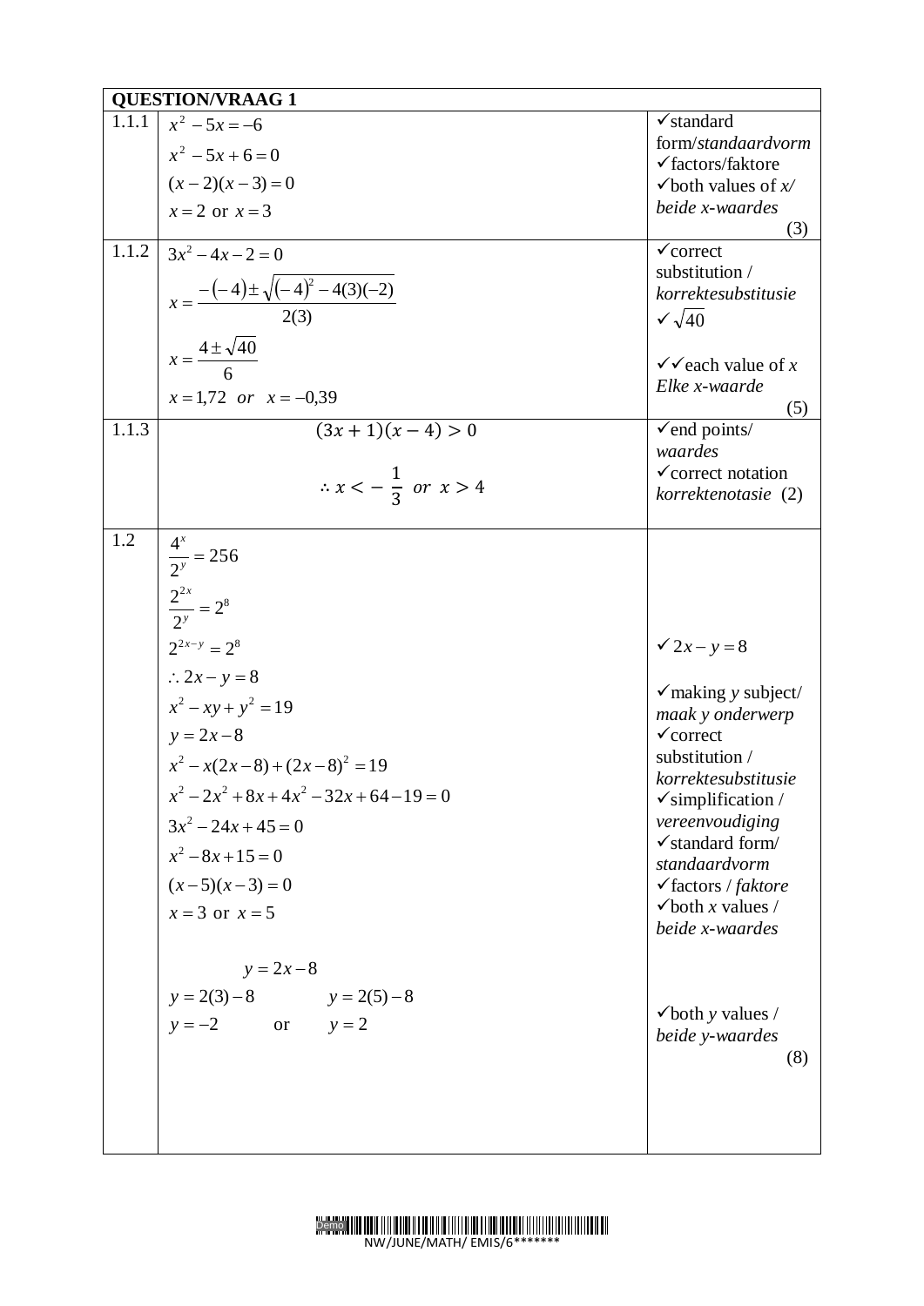| QUESTION/VRAAG 1 | | |
|---|---|---|
| 1.1.1 | $x^2 - 5x = -6$<br>$x^2 - 5x + 6 = 0$<br>$(x-2)(x-3) = 0$<br>$x = 2$ or $x = 3$ | ✓standard form/*standaardvorm*<br>✓factors/faktore<br>✓both values of *x*/ *beide x-waardes*<br>(3) |
| 1.1.2 | $3x^2 - 4x - 2 = 0$<br>$x = \frac{-(-4) \pm \sqrt{(-4)^2 - 4(3)(-2)}}{2(3)}$<br>$x = \frac{4 \pm \sqrt{40}}{6}$<br>$x = 1{,}72 \quad or \quad x = -0{,}39$ | ✓correct substitution / *korrektesubstitusie*<br>✓$\sqrt{40}$<br>✓✓each value of *x* *Elke x-waarde*<br>(5) |
| 1.1.3 | $(3x+1)(x-4) > 0$<br>$\therefore x < -\frac{1}{3} \ \ or \ \ x > 4$ | ✓end points/ *waardes*<br>✓correct notation *korrektenotasie* (2) |
| 1.2 | $\frac{4^x}{2^y} = 256$<br>$\frac{2^{2x}}{2^y} = 2^8$<br>$2^{2x-y} = 2^8$<br>$\therefore 2x - y = 8$<br>$x^2 - xy + y^2 = 19$<br>$y = 2x - 8$<br>$x^2 - x(2x-8) + (2x-8)^2 = 19$<br>$x^2 - 2x^2 + 8x + 4x^2 - 32x + 64 - 19 = 0$<br>$3x^2 - 24x + 45 = 0$<br>$x^2 - 8x + 15 = 0$<br>$(x-5)(x-3) = 0$<br>$x = 3$ or $x = 5$<br><br>$y = 2x - 8$<br>$y = 2(3) - 8 \qquad y = 2(5) - 8$<br>$y = -2 \qquad$ or $\qquad y = 2$ | ✓$2x - y = 8$<br>✓making *y* subject/ *maak y onderwerp*<br>✓correct substitution / *korrektesubstitusie*<br>✓simplification / *vereenvoudiging*<br>✓standard form/ *standaardvorm*<br>✓factors / *faktore*<br>✓both *x* values / *beide x-waardes*<br>✓both *y* values / *beide y-waardes*<br>(8) |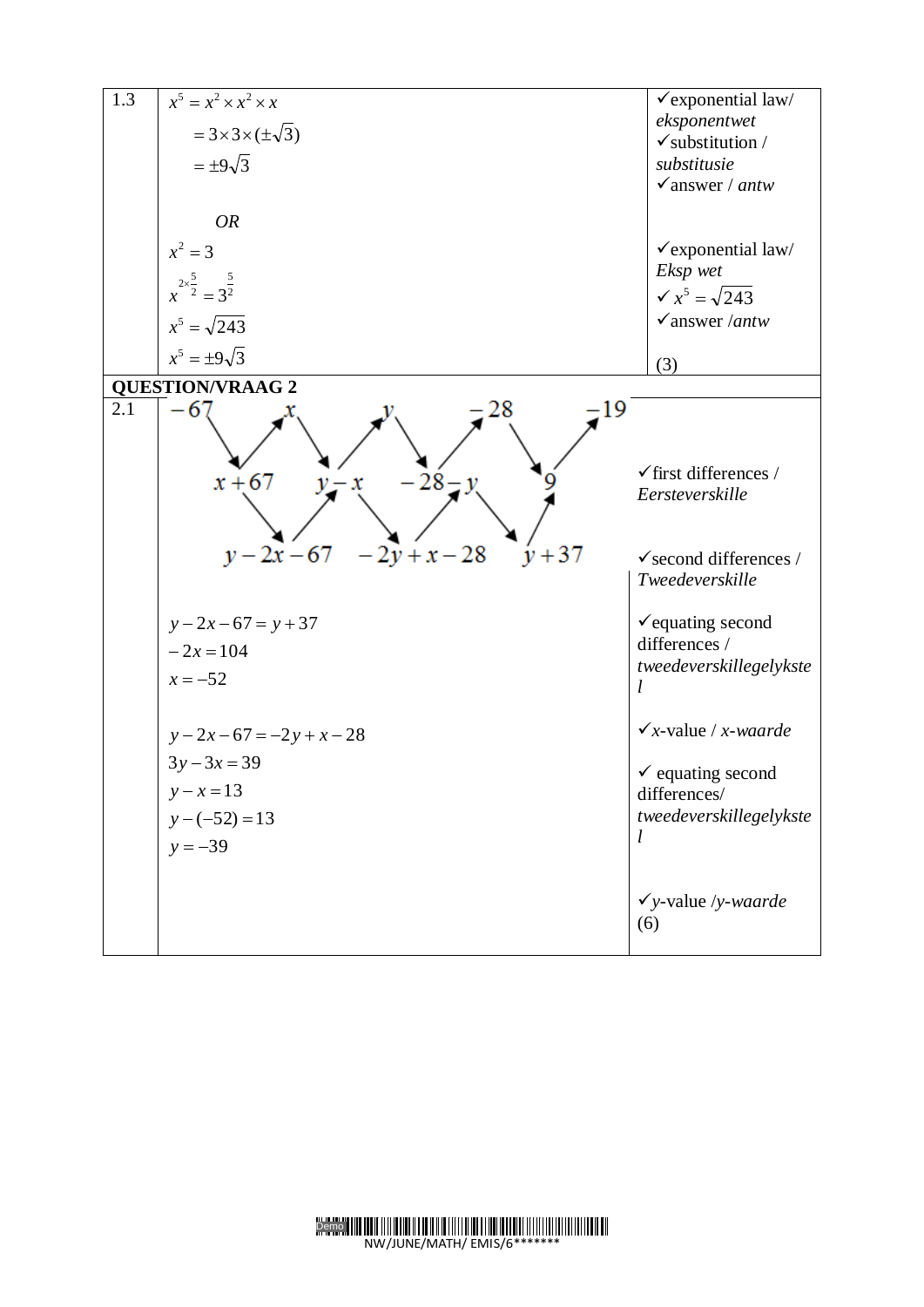| | | |
|---|---|---|
| 1.3 | $x^5 = x^2 \times x^2 \times x$<br>$= 3 \times 3 \times (\pm\sqrt{3})$<br>$= \pm 9\sqrt{3}$<br><br>*OR*<br><br>$x^2 = 3$<br>$x^{2 \times \frac{5}{2}} = 3^{\frac{5}{2}}$<br>$x^5 = \sqrt{243}$<br>$x^5 = \pm 9\sqrt{3}$ | ✓exponential law/ *eksponentwet*<br>✓substitution / *substitusie*<br>✓answer / *antw*<br><br><br>✓exponential law/ *Eksp wet*<br>✓ $x^5 = \sqrt{243}$<br>✓answer /*antw*<br><br>(3) |

**QUESTION/VRAAG 2**

| | | |
|---|---|---|
| 2.1 | $-67 \quad x \quad y \quad -28 \quad -19$<br>First differences: $x+67 \quad y-x \quad -28-y \quad 9$<br>Second differences: $y-2x-67 \quad -2y+x-28 \quad y+37$<br><br>$y-2x-67 = y+37$<br>$-2x = 104$<br>$x = -52$<br><br>$y-2x-67 = -2y+x-28$<br>$3y-3x = 39$<br>$y-x = 13$<br>$y-(-52) = 13$<br>$y = -39$ | ✓first differences / *Eersteverskille*<br><br>✓second differences / *Tweedeverskille*<br><br>✓equating second differences / *tweedeverskillegelykstel*<br><br>✓*x*-value / *x-waarde*<br><br>✓ equating second differences/ *tweedeverskillegelykstel*<br><br>✓*y*-value /*y-waarde*<br>(6) |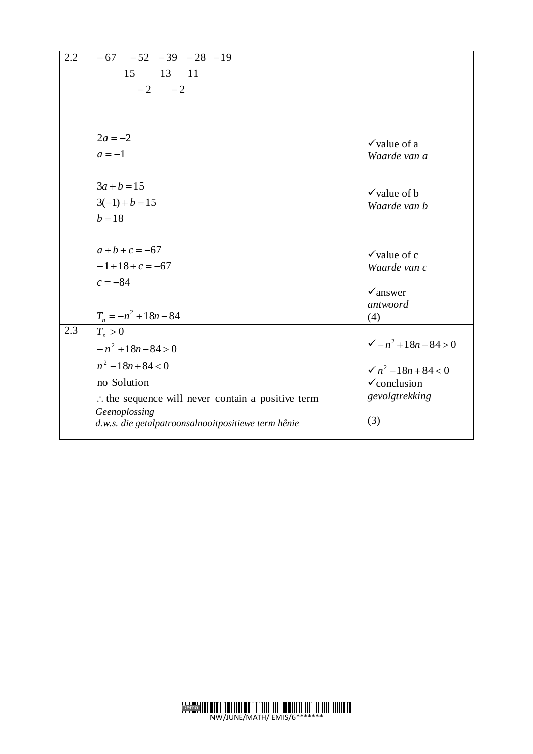| | | |
|---|---|---|
| 2.2 | $-67 \quad -52 \quad -39 \quad -28 \quad -19$<br>$15 \quad 13 \quad 11$<br>$-2 \quad -2$<br><br>$2a = -2$<br>$a = -1$<br><br>$3a + b = 15$<br>$3(-1) + b = 15$<br>$b = 18$<br><br>$a + b + c = -67$<br>$-1 + 18 + c = -67$<br>$c = -84$<br><br>$T_n = -n^2 + 18n - 84$ | ✓value of a<br>*Waarde van a*<br><br>✓value of b<br>*Waarde van b*<br><br>✓value of c<br>*Waarde van c*<br><br>✓answer<br>*antwoord*<br>(4) |
| 2.3 | $T_n > 0$<br>$-n^2 + 18n - 84 > 0$<br>$n^2 - 18n + 84 < 0$<br>no Solution<br>$\therefore$ the sequence will never contain a positive term<br>*Geenoplossing*<br>*d.w.s. die getalpatroonsalnooitpositiewe term hênie* | ✓$-n^2 + 18n - 84 > 0$<br><br>✓$n^2 - 18n + 84 < 0$<br>✓conclusion<br>*gevolgtrekking*<br><br>(3) |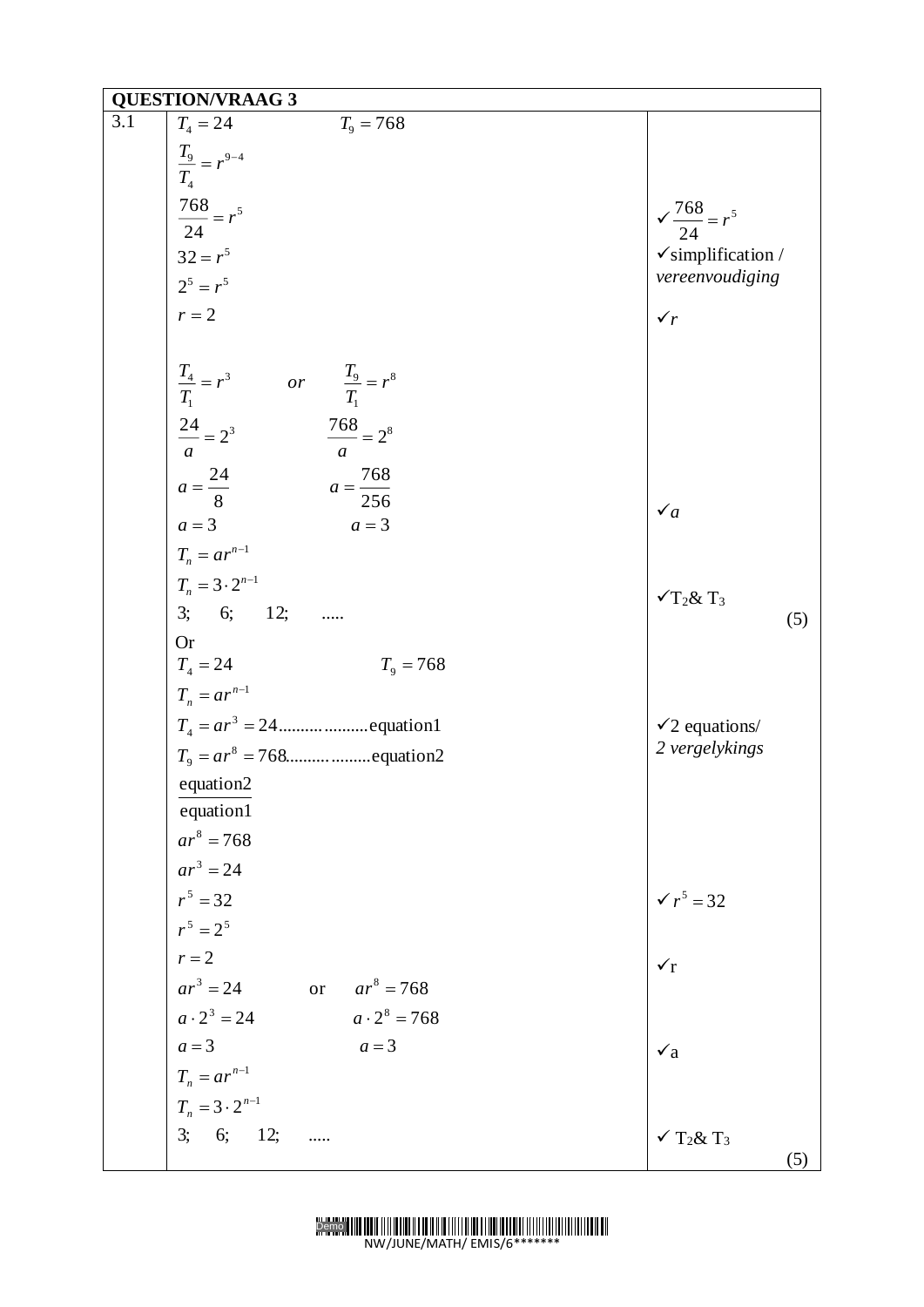| QUESTION/VRAAG 3 | | |
|---|---|---|
| 3.1 | $T_4 = 24 \qquad T_9 = 768$<br>$\frac{T_9}{T_4} = r^{9-4}$<br>$\frac{768}{24} = r^5$<br>$32 = r^5$<br>$2^5 = r^5$<br>$r = 2$<br><br>$\frac{T_4}{T_1} = r^3 \quad or \quad \frac{T_9}{T_1} = r^8$<br>$\frac{24}{a} = 2^3 \qquad \frac{768}{a} = 2^8$<br>$a = \frac{24}{8} \qquad a = \frac{768}{256}$<br>$a = 3 \qquad a = 3$<br>$T_n = ar^{n-1}$<br>$T_n = 3 \cdot 2^{n-1}$<br>3; 6; 12; ..... | ✓$\frac{768}{24} = r^5$<br>✓simplification / *vereenvoudiging*<br>✓$r$<br><br>✓$a$<br><br>✓$T_2$& $T_3$<br>(5) |
| | Or<br>$T_4 = 24 \qquad T_9 = 768$<br>$T_n = ar^{n-1}$<br>$T_4 = ar^3 = 24$..................equation1<br>$T_9 = ar^8 = 768$..................equation2<br>$\frac{\text{equation2}}{\text{equation1}}$<br>$ar^8 = 768$<br>$ar^3 = 24$<br>$r^5 = 32$<br>$r^5 = 2^5$<br>$r = 2$<br>$ar^3 = 24 \quad \text{or} \quad ar^8 = 768$<br>$a \cdot 2^3 = 24 \qquad a \cdot 2^8 = 768$<br>$a = 3 \qquad a = 3$<br>$T_n = ar^{n-1}$<br>$T_n = 3 \cdot 2^{n-1}$<br>3; 6; 12; ..... | ✓2 equations/ *2 vergelykings*<br><br>✓$r^5 = 32$<br><br>✓r<br><br>✓a<br><br>✓ $T_2$& $T_3$<br>(5) |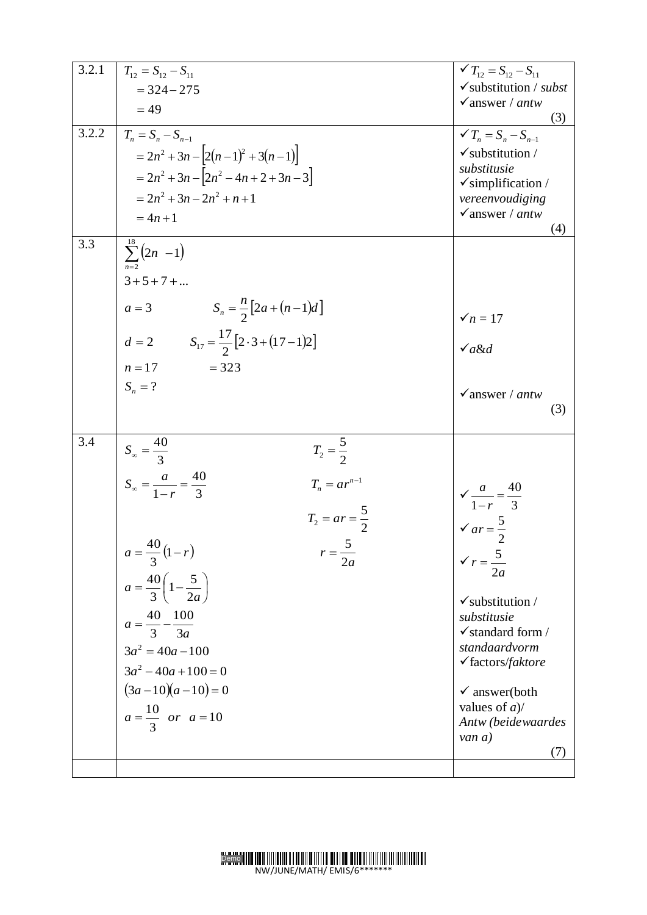| | | |
|---|---|---|
| 3.2.1 | $T_{12} = S_{12} - S_{11}$<br>$= 324 - 275$<br>$= 49$ | ✓$T_{12} = S_{12} - S_{11}$<br>✓substitution / *subst*<br>✓answer / *antw*<br>(3) |
| 3.2.2 | $T_n = S_n - S_{n-1}$<br>$= 2n^2 + 3n - \left[2(n-1)^2 + 3(n-1)\right]$<br>$= 2n^2 + 3n - \left[2n^2 - 4n + 2 + 3n - 3\right]$<br>$= 2n^2 + 3n - 2n^2 + n + 1$<br>$= 4n + 1$ | ✓$T_n = S_n - S_{n-1}$<br>✓substitution / *substitusie*<br>✓simplification / *vereenvoudiging*<br>✓answer / *antw*<br>(4) |
| 3.3 | $\sum_{n=2}^{18}(2n - 1)$<br>$3 + 5 + 7 + \ldots$<br>$a = 3 \qquad S_n = \frac{n}{2}\left[2a + (n-1)d\right]$<br>$d = 2 \qquad S_{17} = \frac{17}{2}\left[2 \cdot 3 + (17-1)2\right]$<br>$n = 17 \qquad = 323$<br>$S_n = ?$ | ✓$n = 17$<br>✓*a&d*<br>✓answer / *antw*<br>(3) |
| 3.4 | $S_\infty = \frac{40}{3} \qquad T_2 = \frac{5}{2}$<br>$S_\infty = \frac{a}{1-r} = \frac{40}{3} \qquad T_n = ar^{n-1}$<br>$T_2 = ar = \frac{5}{2}$<br>$a = \frac{40}{3}(1-r) \qquad r = \frac{5}{2a}$<br>$a = \frac{40}{3}\left(1 - \frac{5}{2a}\right)$<br>$a = \frac{40}{3} - \frac{100}{3a}$<br>$3a^2 = 40a - 100$<br>$3a^2 - 40a + 100 = 0$<br>$(3a - 10)(a - 10) = 0$<br>$a = \frac{10}{3} \quad or \quad a = 10$ | ✓$\frac{a}{1-r} = \frac{40}{3}$<br>✓$ar = \frac{5}{2}$<br>✓$r = \frac{5}{2a}$<br>✓substitution / *substitusie*<br>✓standard form / *standaardvorm*<br>✓factors/*faktore*<br>✓ answer(both values of *a*)/ *Antw (beidewaardes van a)*<br>(7) |
| | | |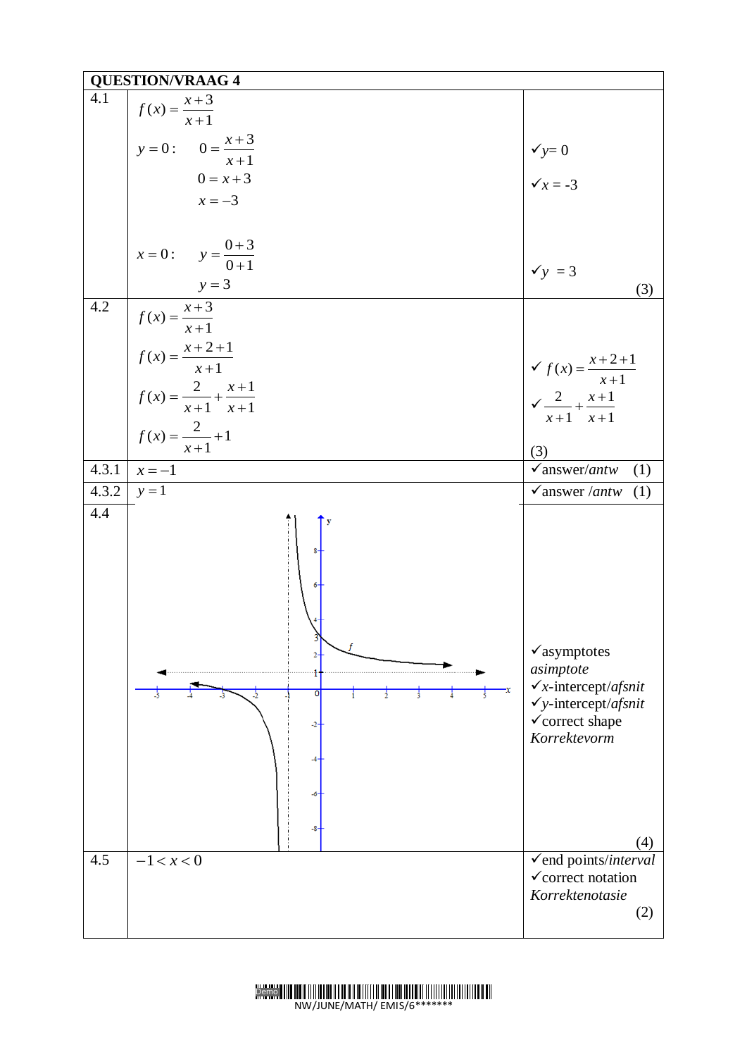| QUESTION/VRAAG 4 | | |
|---|---|---|
| 4.1 | $f(x)=\dfrac{x+3}{x+1}$ <br> $y=0: \quad 0=\dfrac{x+3}{x+1}$ <br> $0=x+3$ <br> $x=-3$ <br> $x=0: \quad y=\dfrac{0+3}{0+1}$ <br> $y=3$ | ✓$y=0$ <br> ✓$x=-3$ <br> ✓$y=3$ <br> (3) |
| 4.2 | $f(x)=\dfrac{x+3}{x+1}$ <br> $f(x)=\dfrac{x+2+1}{x+1}$ <br> $f(x)=\dfrac{2}{x+1}+\dfrac{x+1}{x+1}$ <br> $f(x)=\dfrac{2}{x+1}+1$ | ✓ $f(x)=\dfrac{x+2+1}{x+1}$ <br> ✓ $\dfrac{2}{x+1}+\dfrac{x+1}{x+1}$ <br> (3) |
| 4.3.1 | $x=-1$ | ✓answer/*antw* (1) |
| 4.3.2 | $y=1$ | ✓answer /*antw* (1) |
| 4.4 | [Graph of $f$ with asymptotes $x=-1$ and $y=1$, x-intercept $-3$, y-intercept $3$] | ✓asymptotes *asimptote* <br> ✓$x$-intercept/*afsnit* <br> ✓$y$-intercept/*afsnit* <br> ✓correct shape *Korrektevorm* <br> (4) |
| 4.5 | $-1<x<0$ | ✓end points/*interval* <br> ✓correct notation *Korrektenotasie* <br> (2) |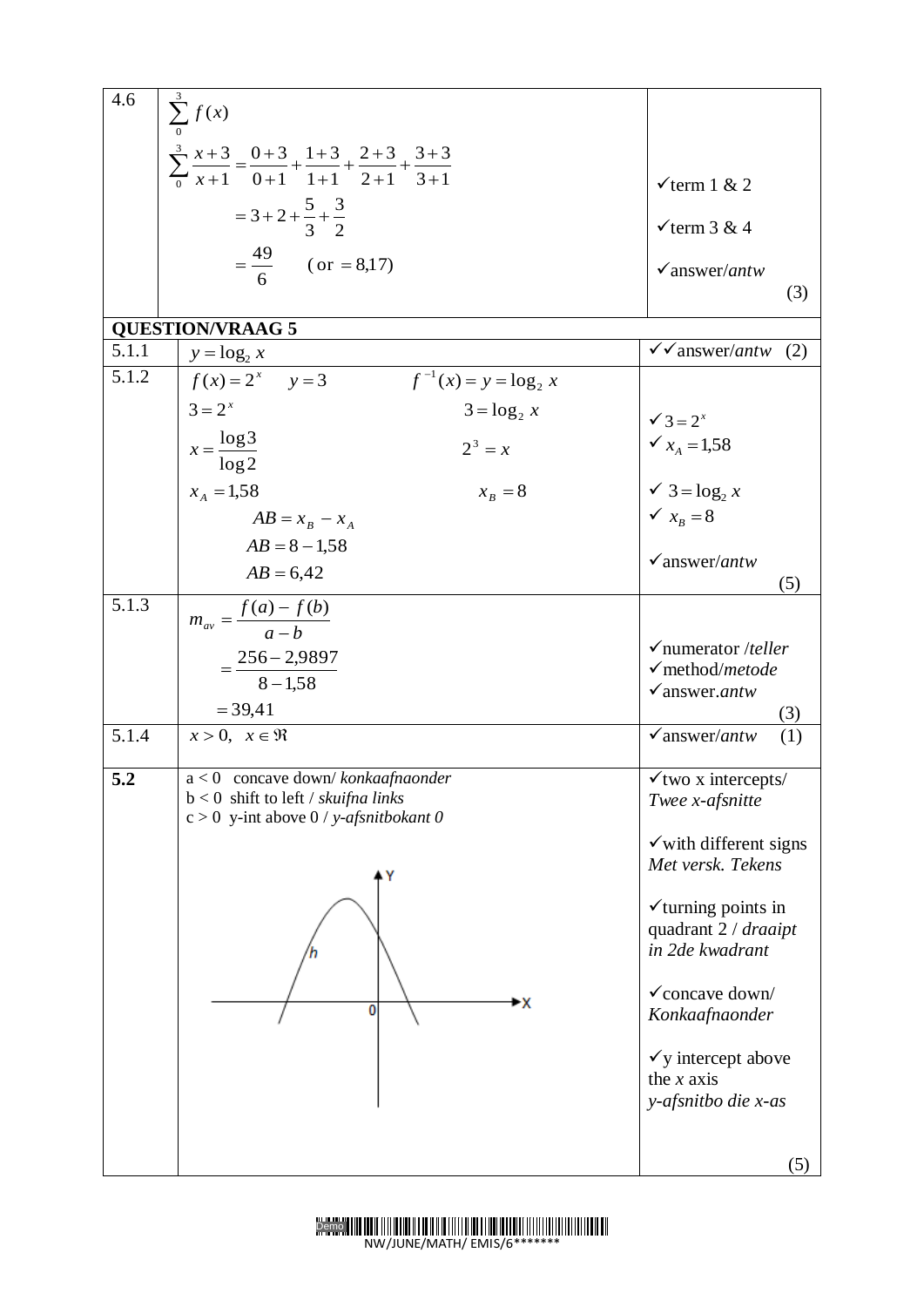| | | |
|---|---|---|
| 4.6 | $\sum_{0}^{3} f(x)$<br>$\sum_{0}^{3} \frac{x+3}{x+1} = \frac{0+3}{0+1} + \frac{1+3}{1+1} + \frac{2+3}{2+1} + \frac{3+3}{3+1}$<br>$= 3 + 2 + \frac{5}{3} + \frac{3}{2}$<br>$= \frac{49}{6}$ (or $= 8{,}17$) | ✓term 1 & 2<br>✓term 3 & 4<br>✓answer/*antw*<br>(3) |

**QUESTION/VRAAG 5**

| | | |
|---|---|---|
| 5.1.1 | $y = \log_2 x$ | ✓✓answer/*antw* (2) |
| 5.1.2 | $f(x) = 2^x \quad y = 3$ &nbsp;&nbsp;&nbsp; $f^{-1}(x) = y = \log_2 x$<br>$3 = 2^x$ &nbsp;&nbsp;&nbsp; $3 = \log_2 x$<br>$x = \frac{\log 3}{\log 2}$ &nbsp;&nbsp;&nbsp; $2^3 = x$<br>$x_A = 1{,}58$ &nbsp;&nbsp;&nbsp; $x_B = 8$<br>$AB = x_B - x_A$<br>$AB = 8 - 1{,}58$<br>$AB = 6{,}42$ | ✓$3 = 2^x$<br>✓$x_A = 1{,}58$<br>✓ $3 = \log_2 x$<br>✓ $x_B = 8$<br>✓answer/*antw*<br>(5) |
| 5.1.3 | $m_{av} = \frac{f(a) - f(b)}{a - b}$<br>$= \frac{256 - 2{,}9897}{8 - 1{,}58}$<br>$= 39{,}41$ | ✓numerator /*teller*<br>✓method/*metode*<br>✓answer.*antw*<br>(3) |
| 5.1.4 | $x > 0, \quad x \in \Re$ | ✓answer/*antw* (1) |
| **5.2** | a < 0 concave down/ *konkaafnaonder*<br>b < 0 shift to left / *skuifna links*<br>c > 0 y-int above 0 / *y-afsnitbokant 0* | ✓two x intercepts/ *Twee x-afsnitte*<br>✓with different signs *Met versk. Tekens*<br>✓turning points in quadrant 2 / *draaipt in 2de kwadrant*<br>✓concave down/ *Konkaafnaonder*<br>✓y intercept above the *x* axis *y-afsnitbo die x-as*<br>(5) |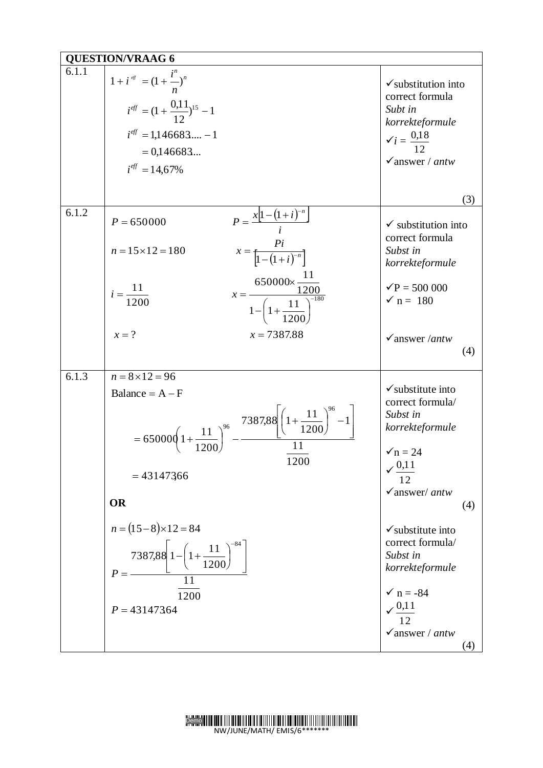| QUESTION/VRAAG 6 | | |
|---|---|---|
| 6.1.1 | $1+i^{eff} = (1+\frac{i^n}{n})^n$ <br> $i^{eff} = (1+\frac{0{,}11}{12})^{15} - 1$ <br> $i^{eff} = 1{,}146683.... - 1$ <br> $= 0{,}146683...$ <br> $i^{eff} = 14{,}67\%$ | ✓substitution into correct formula *Subt in korrekteformule* <br> ✓$i = \frac{0{,}18}{12}$ <br> ✓answer / *antw* <br> (3) |
| 6.1.2 | $P = 650000$ &nbsp;&nbsp;&nbsp; $P = \frac{x\left[1-(1+i)^{-n}\right]}{i}$ <br> $n = 15 \times 12 = 180$ &nbsp;&nbsp;&nbsp; $x = \frac{Pi}{\left[1-(1+i)^{-n}\right]}$ <br> $i = \frac{11}{1200}$ &nbsp;&nbsp;&nbsp; $x = \frac{650000 \times \frac{11}{1200}}{1-\left(1+\frac{11}{1200}\right)^{-180}}$ <br> $x = ?$ &nbsp;&nbsp;&nbsp; $x = 7387.88$ | ✓ substitution into correct formula *Subst in korrekteformule* <br> ✓P = 500 000 <br> ✓ n = 180 <br> ✓answer /*antw* <br> (4) |
| 6.1.3 | $n = 8 \times 12 = 96$ <br> $\text{Balance} = \text{A} - \text{F}$ <br> $= 650000\left(1+\frac{11}{1200}\right)^{96} - \frac{7387{,}88\left[\left(1+\frac{11}{1200}\right)^{96} - 1\right]}{\frac{11}{1200}}$ <br> $= 431473{,}66$ <br> **OR** <br> $n = (15-8) \times 12 = 84$ <br> $P = \frac{7387{,}88\left[1-\left(1+\frac{11}{1200}\right)^{-84}\right]}{\frac{11}{1200}}$ <br> $P = 431473{,}64$ | ✓substitute into correct formula/ *Subst in korrekteformule* <br> ✓n = 24 <br> ✓$\frac{0{,}11}{12}$ <br> ✓answer/ *antw* <br> (4) <br><br> ✓substitute into correct formula/ *Subst in korrekteformule* <br> ✓ n = -84 <br> ✓$\frac{0{,}11}{12}$ <br> ✓answer / *antw* <br> (4) |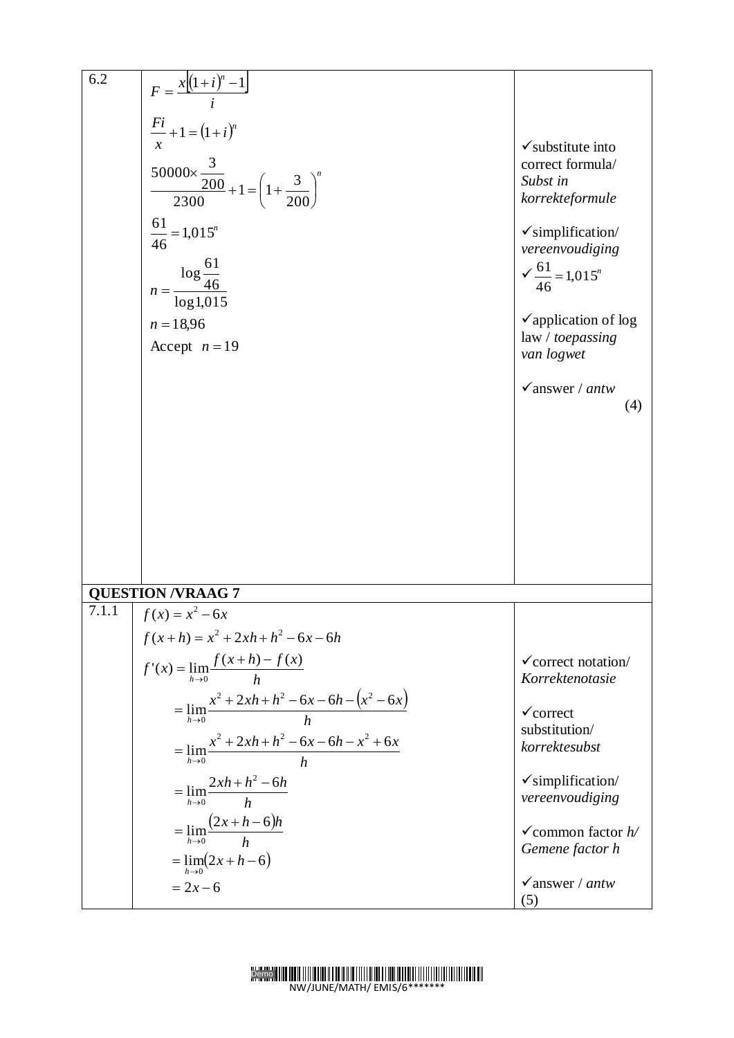| | | |
|---|---|---|
| 6.2 | $F = \frac{x\left[(1+i)^n - 1\right]}{i}$<br><br>$\frac{Fi}{x} + 1 = (1+i)^n$<br><br>$\frac{50000 \times \frac{3}{200}}{2300} + 1 = \left(1 + \frac{3}{200}\right)^n$<br><br>$\frac{61}{46} = 1{,}015^n$<br><br>$n = \frac{\log \frac{61}{46}}{\log 1{,}015}$<br><br>$n = 18{,}96$<br><br>Accept $n = 19$ | ✓substitute into correct formula/ *Subst in korrekteformule*<br><br>✓simplification/ *vereenvoudiging*<br>✓ $\frac{61}{46} = 1{,}015^n$<br><br>✓application of log law / *toepassing van logwet*<br><br>✓answer / *antw*<br>(4) |

**QUESTION /VRAAG 7**

| | | |
|---|---|---|
| 7.1.1 | $f(x) = x^2 - 6x$<br><br>$f(x+h) = x^2 + 2xh + h^2 - 6x - 6h$<br><br>$f'(x) = \lim_{h \to 0} \frac{f(x+h) - f(x)}{h}$<br><br>$= \lim_{h \to 0} \frac{x^2 + 2xh + h^2 - 6x - 6h - (x^2 - 6x)}{h}$<br><br>$= \lim_{h \to 0} \frac{x^2 + 2xh + h^2 - 6x - 6h - x^2 + 6x}{h}$<br><br>$= \lim_{h \to 0} \frac{2xh + h^2 - 6h}{h}$<br><br>$= \lim_{h \to 0} \frac{(2x + h - 6)h}{h}$<br><br>$= \lim_{h \to 0} (2x + h - 6)$<br><br>$= 2x - 6$ | ✓correct notation/ *Korrektenotasie*<br><br>✓correct substitution/ *korrektesubst*<br><br>✓simplification/ *vereenvoudiging*<br><br>✓common factor *h*/ *Gemene factor h*<br><br>✓answer / *antw*<br>(5) |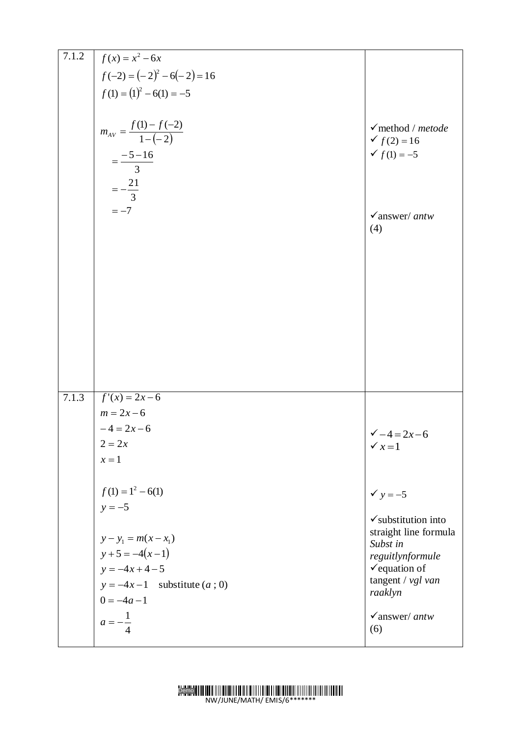| | | |
|---|---|---|
| 7.1.2 | $f(x) = x^2 - 6x$<br>$f(-2) = (-2)^2 - 6(-2) = 16$<br>$f(1) = (1)^2 - 6(1) = -5$<br><br>$m_{AV} = \dfrac{f(1) - f(-2)}{1 - (-2)}$<br>$= \dfrac{-5 - 16}{3}$<br>$= -\dfrac{21}{3}$<br>$= -7$ | ✓method / *metode*<br>✓ $f(2) = 16$<br>✓ $f(1) = -5$<br><br>✓answer/ *antw*<br>(4) |
| 7.1.3 | $f'(x) = 2x - 6$<br>$m = 2x - 6$<br>$-4 = 2x - 6$<br>$2 = 2x$<br>$x = 1$<br><br>$f(1) = 1^2 - 6(1)$<br>$y = -5$<br><br>$y - y_1 = m(x - x_1)$<br>$y + 5 = -4(x - 1)$<br>$y = -4x + 4 - 5$<br>$y = -4x - 1$ substitute $(a\ ;\ 0)$<br>$0 = -4a - 1$<br>$a = -\dfrac{1}{4}$ | ✓ $-4 = 2x - 6$<br>✓ $x = 1$<br><br>✓ $y = -5$<br><br>✓substitution into straight line formula *Subst in reguitlynformule*<br>✓equation of tangent / *vgl van raaklyn*<br><br>✓answer/ *antw*<br>(6) |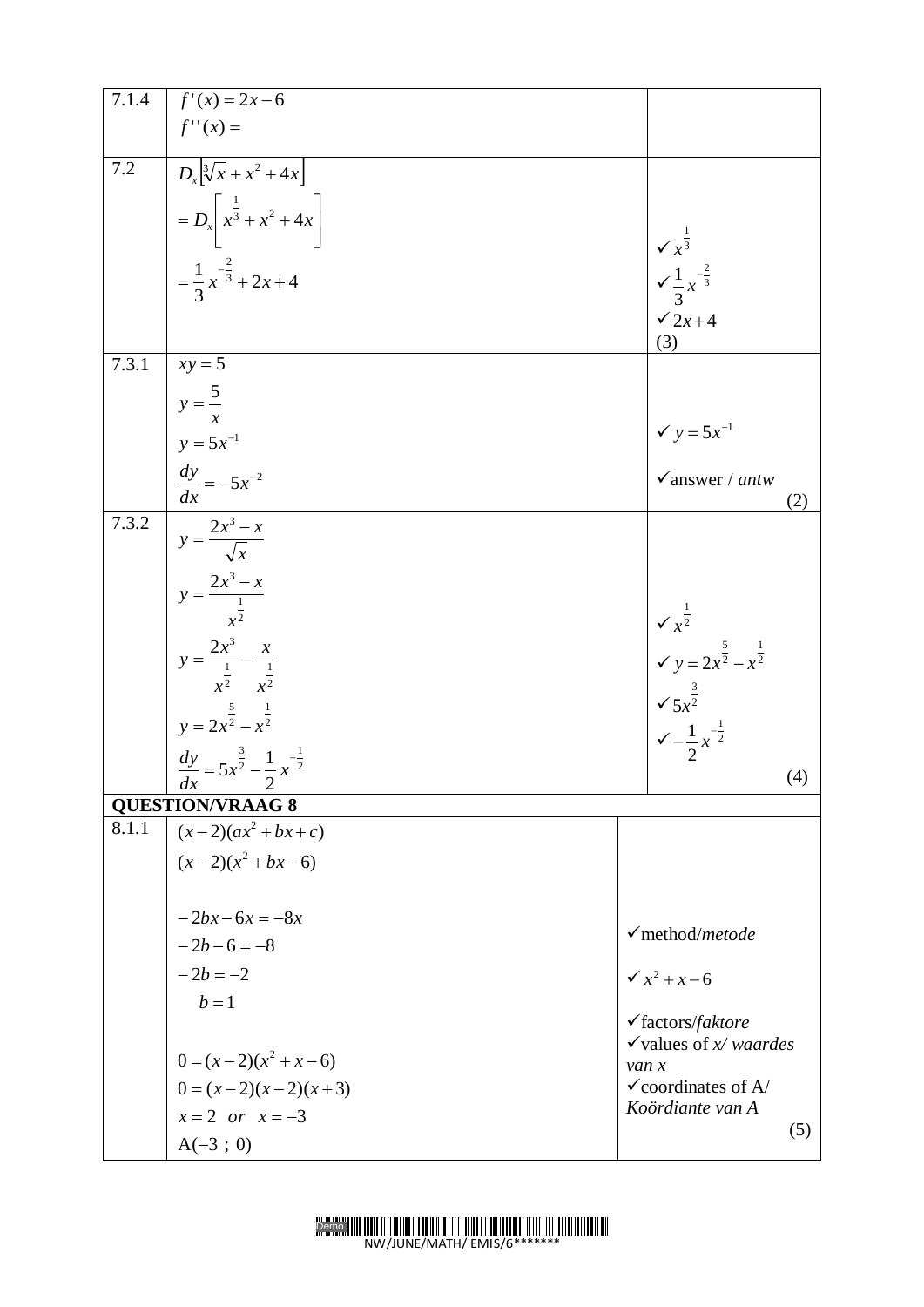| | | |
|---|---|---|
| 7.1.4 | $f'(x) = 2x - 6$<br>$f''(x) =$ | |
| 7.2 | $D_x\left[\sqrt[3]{x} + x^2 + 4x\right]$<br>$= D_x\left[x^{\frac{1}{3}} + x^2 + 4x\right]$<br>$= \frac{1}{3}x^{-\frac{2}{3}} + 2x + 4$ | ✓ $x^{\frac{1}{3}}$<br>✓ $\frac{1}{3}x^{-\frac{2}{3}}$<br>✓ $2x + 4$<br>(3) |
| 7.3.1 | $xy = 5$<br>$y = \frac{5}{x}$<br>$y = 5x^{-1}$<br>$\frac{dy}{dx} = -5x^{-2}$ | ✓ $y = 5x^{-1}$<br>✓answer / *antw*<br>(2) |
| 7.3.2 | $y = \frac{2x^3 - x}{\sqrt{x}}$<br>$y = \frac{2x^3 - x}{x^{\frac{1}{2}}}$<br>$y = \frac{2x^3}{x^{\frac{1}{2}}} - \frac{x}{x^{\frac{1}{2}}}$<br>$y = 2x^{\frac{5}{2}} - x^{\frac{1}{2}}$<br>$\frac{dy}{dx} = 5x^{\frac{3}{2}} - \frac{1}{2}x^{-\frac{1}{2}}$ | ✓ $x^{\frac{1}{2}}$<br>✓ $y = 2x^{\frac{5}{2}} - x^{\frac{1}{2}}$<br>✓ $5x^{\frac{3}{2}}$<br>✓ $-\frac{1}{2}x^{-\frac{1}{2}}$<br>(4) |
| **QUESTION/VRAAG 8** | | |
| 8.1.1 | $(x-2)(ax^2 + bx + c)$<br>$(x-2)(x^2 + bx - 6)$<br><br>$-2bx - 6x = -8x$<br>$-2b - 6 = -8$<br>$-2b = -2$<br>$b = 1$<br><br>$0 = (x-2)(x^2 + x - 6)$<br>$0 = (x-2)(x-2)(x+3)$<br>$x = 2 \quad or \quad x = -3$<br>$A(-3\ ;\ 0)$ | ✓method/*metode*<br>✓ $x^2 + x - 6$<br>✓factors/*faktore*<br>✓values of *x*/ *waardes van x*<br>✓coordinates of A/ *Koördiante van A*<br>(5) |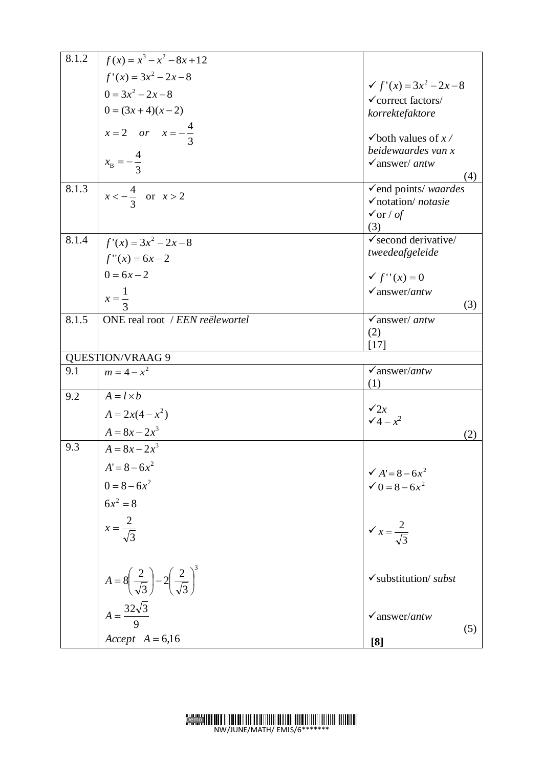| | | |
|---|---|---|
| 8.1.2 | $f(x) = x^3 - x^2 - 8x + 12$<br>$f'(x) = 3x^2 - 2x - 8$<br>$0 = 3x^2 - 2x - 8$<br>$0 = (3x+4)(x-2)$<br>$x = 2 \quad or \quad x = -\frac{4}{3}$<br>$x_B = -\frac{4}{3}$ | ✓ $f'(x) = 3x^2 - 2x - 8$<br>✓correct factors/ *korrektefaktore*<br>✓both values of *x* / *beidewaardes van x*<br>✓answer/ *antw*<br>(4) |
| 8.1.3 | $x < -\frac{4}{3}$ or $x > 2$ | ✓end points/ *waardes*<br>✓notation/ *notasie*<br>✓or / *of*<br>(3) |
| 8.1.4 | $f'(x) = 3x^2 - 2x - 8$<br>$f''(x) = 6x - 2$<br>$0 = 6x - 2$<br>$x = \frac{1}{3}$ | ✓second derivative/ *tweedeafgeleide*<br>✓ $f''(x) = 0$<br>✓answer/*antw*<br>(3) |
| 8.1.5 | ONE real root / *EEN reëlewortel* | ✓answer/ *antw*<br>(2)<br>[17] |
| QUESTION/VRAAG 9 | | |
| 9.1 | $m = 4 - x^2$ | ✓answer/*antw*<br>(1) |
| 9.2 | $A = l \times b$<br>$A = 2x(4 - x^2)$<br>$A = 8x - 2x^3$ | ✓$2x$<br>✓$4 - x^2$<br>(2) |
| 9.3 | $A = 8x - 2x^3$<br>$A' = 8 - 6x^2$<br>$0 = 8 - 6x^2$<br>$6x^2 = 8$<br>$x = \frac{2}{\sqrt{3}}$<br>$A = 8\left(\frac{2}{\sqrt{3}}\right) - 2\left(\frac{2}{\sqrt{3}}\right)^3$<br>$A = \frac{32\sqrt{3}}{9}$<br>*Accept* $A = 6{,}16$ | ✓ $A' = 8 - 6x^2$<br>✓ $0 = 8 - 6x^2$<br>✓ $x = \frac{2}{\sqrt{3}}$<br>✓substitution/ *subst*<br>✓answer/*antw*<br>(5)<br>**[8]** |